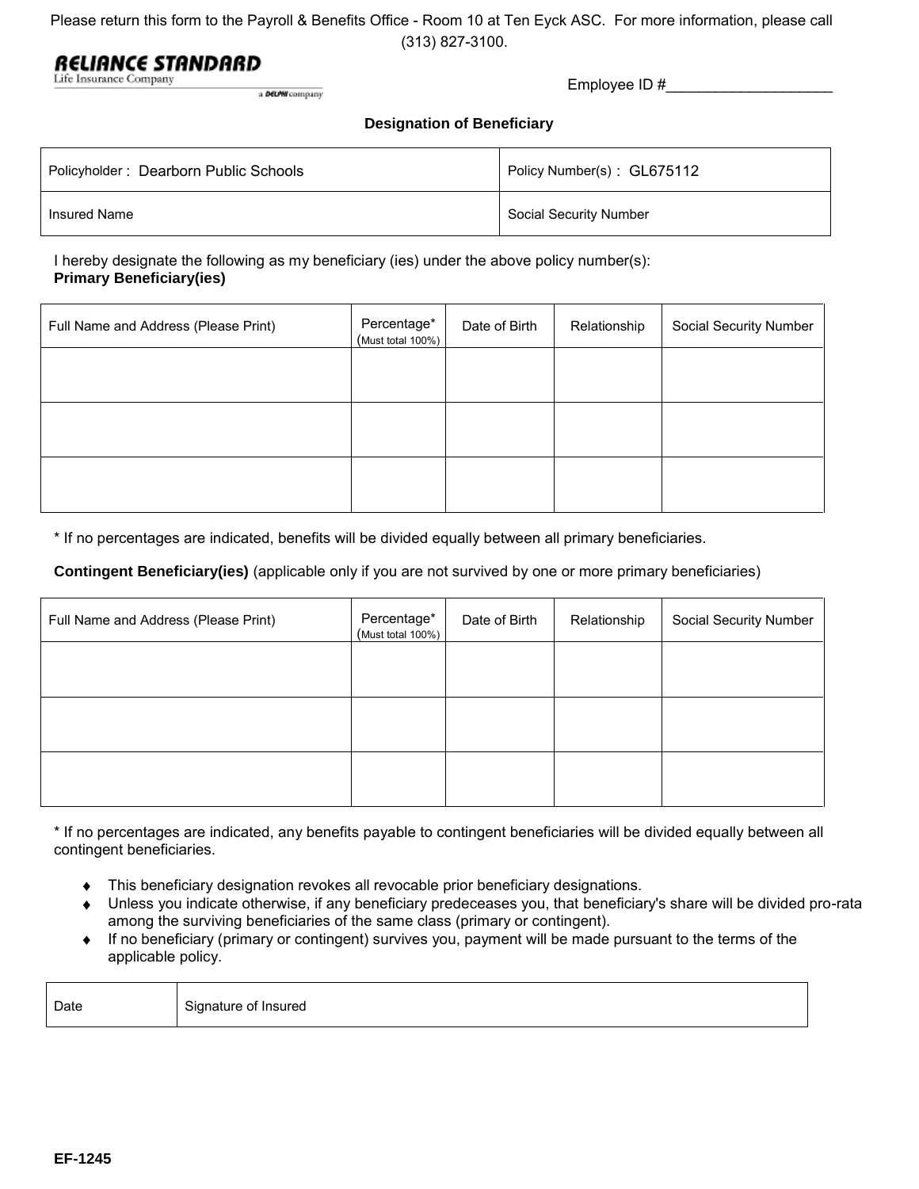Please return this form to the Payroll & Benefits Office - Room 10 at Ten Eyck ASC. For more information, please call (313) 827-3100.

**RELIANCE STANDARD**
Life Insurance Company
a DELPHI company

Employee ID #___________________

## Designation of Beneficiary

| Policyholder : Dearborn Public Schools | Policy Number(s) : GL675112 |
|---|---|
| Insured Name | Social Security Number |

I hereby designate the following as my beneficiary (ies) under the above policy number(s):
**Primary Beneficiary(ies)**

| Full Name and Address (Please Print) | Percentage* (Must total 100%) | Date of Birth | Relationship | Social Security Number |
|---|---|---|---|---|
| | | | | |
| | | | | |
| | | | | |

* If no percentages are indicated, benefits will be divided equally between all primary beneficiaries.

**Contingent Beneficiary(ies)** (applicable only if you are not survived by one or more primary beneficiaries)

| Full Name and Address (Please Print) | Percentage* (Must total 100%) | Date of Birth | Relationship | Social Security Number |
|---|---|---|---|---|
| | | | | |
| | | | | |
| | | | | |

* If no percentages are indicated, any benefits payable to contingent beneficiaries will be divided equally between all contingent beneficiaries.

- This beneficiary designation revokes all revocable prior beneficiary designations.
- Unless you indicate otherwise, if any beneficiary predeceases you, that beneficiary's share will be divided pro-rata among the surviving beneficiaries of the same class (primary or contingent).
- If no beneficiary (primary or contingent) survives you, payment will be made pursuant to the terms of the applicable policy.

| Date | Signature of Insured |
|---|---|

**EF-1245**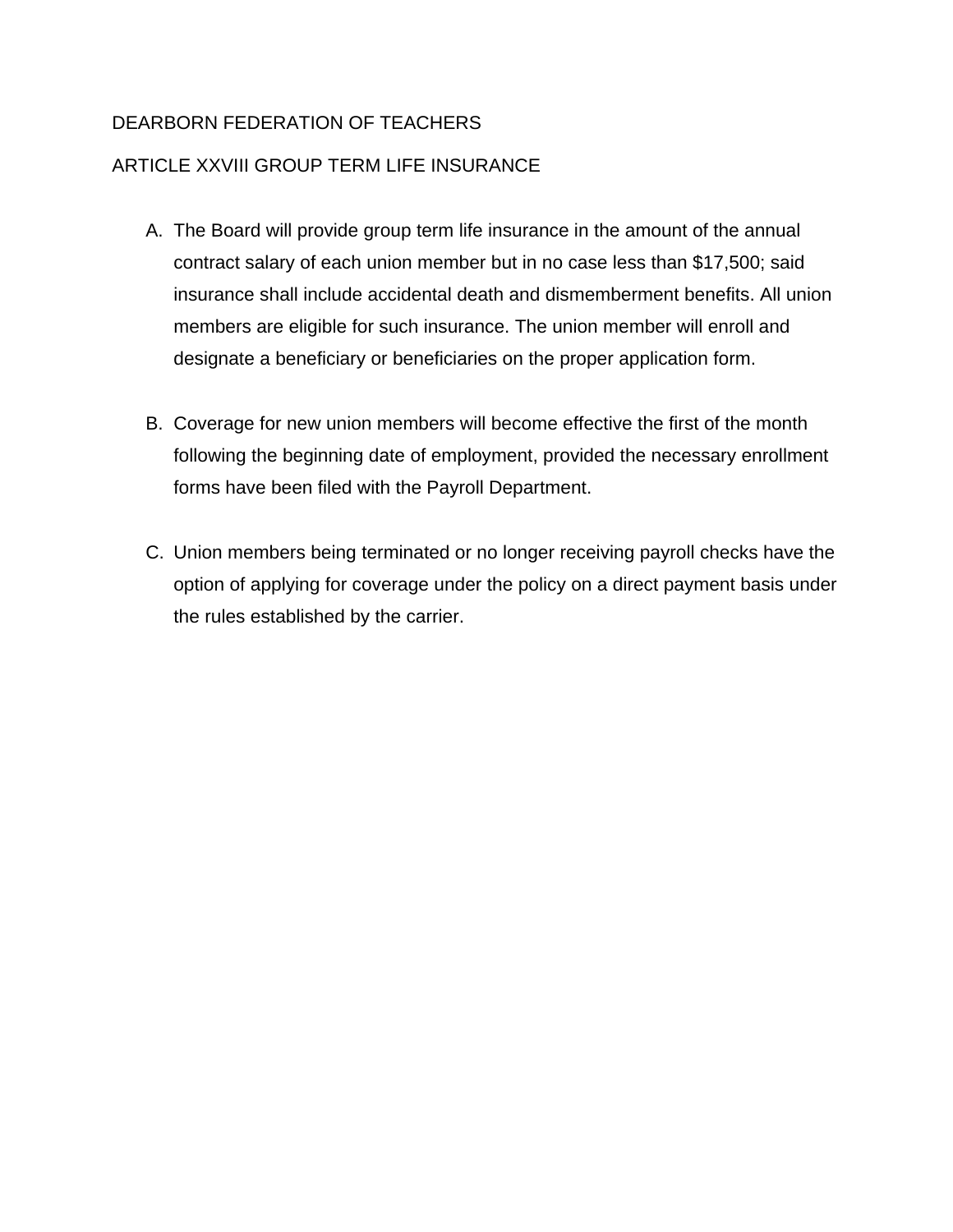DEARBORN FEDERATION OF TEACHERS

## ARTICLE XXVIII GROUP TERM LIFE INSURANCE

A. The Board will provide group term life insurance in the amount of the annual contract salary of each union member but in no case less than $17,500; said insurance shall include accidental death and dismemberment benefits. All union members are eligible for such insurance. The union member will enroll and designate a beneficiary or beneficiaries on the proper application form.

B. Coverage for new union members will become effective the first of the month following the beginning date of employment, provided the necessary enrollment forms have been filed with the Payroll Department.

C. Union members being terminated or no longer receiving payroll checks have the option of applying for coverage under the policy on a direct payment basis under the rules established by the carrier.